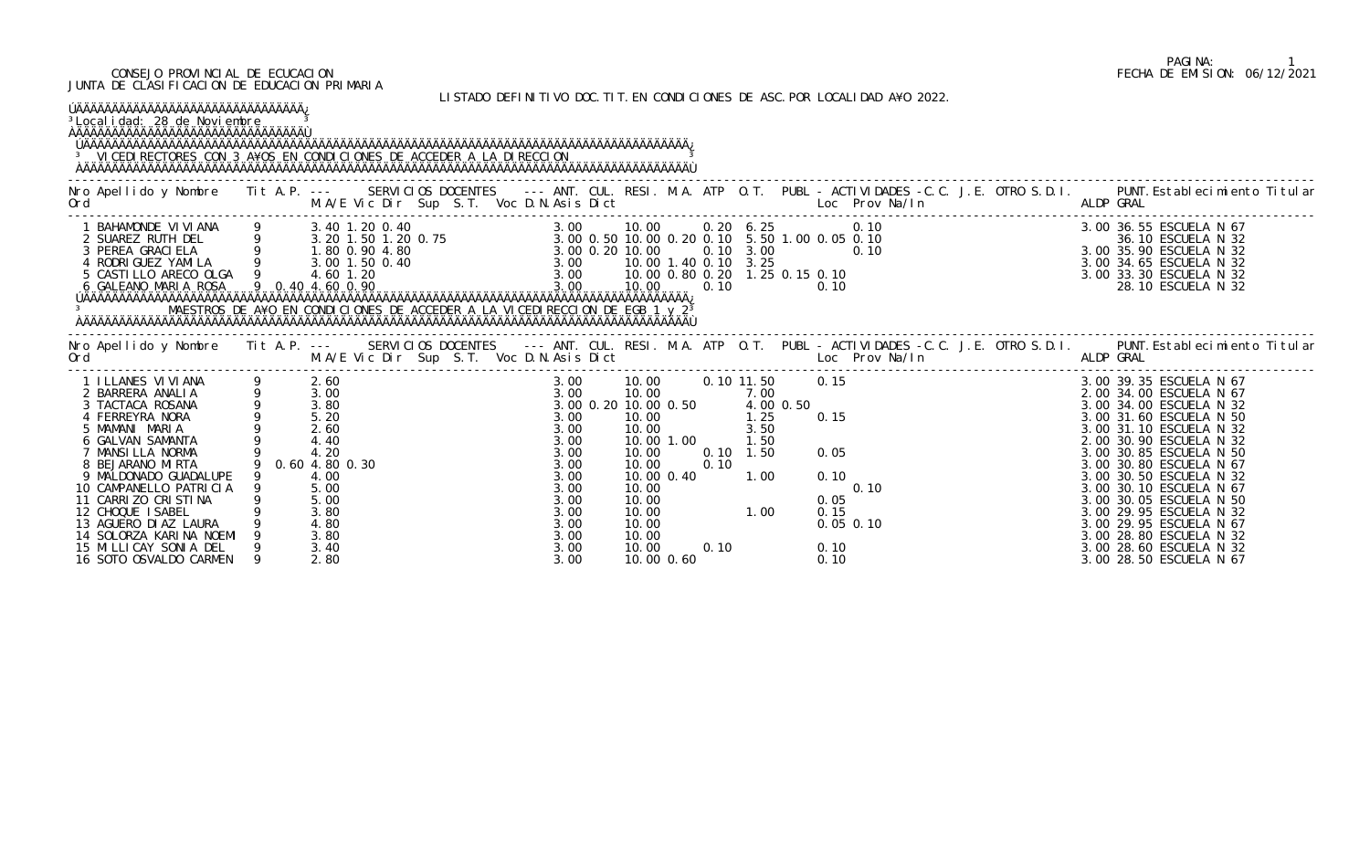CONSEJO PROVINCIAL DE ECUCACION
JUNTA DE CLASIFICACION DE EDUCACION PRIMARIA

LISTADO DEFINITIVO DOC.TIT.EN CONDICIONES DE ASC.POR LOCALIDAD A¥O 2022.

FECHA DE EMISION: 06/12/2021

Localidad: 28 de Noviembre

## VICEDIRECTORES CON 3 A¥OS EN CONDICIONES DE ACCEDER A LA DIRECCION

| Nro Ord | Apellido y Nombre | Tit | A.P. | M.A/E | Vic | Dir | Sup | S.T. | Voc | D.N. | Asis | Dict | ANT. | CUL. | RESI. | M.A. | ATP | O.T. | PUBL | ACTIVIDADES | Loc | Prov | Na/In | J.E. | OTRO | S.D.I. | ALDP | PUNT. GRAL | Establecimiento Titular |
|---|---|---|---|---|---|---|---|---|---|---|---|---|---|---|---|---|---|---|---|---|---|---|---|---|---|---|---|---|---|
| 1 | BAHAMONDE VIVIANA | 9 | | 3.40 | 1.20 | 0.40 | | | | | | | 3.00 | | 10.00 | | 0.20 | 6.25 | | | | 0.10 | | | | | 3.00 | 36.55 | ESCUELA N 67 |
| 2 | SUAREZ RUTH DEL | 9 | | 3.20 | 1.50 | 1.20 | 0.75 | | | | | | 3.00 | 0.50 | 10.00 | 0.20 | 0.10 | 5.50 | 1.00 | 0.05 | 0.10 | | | | | | | 36.10 | ESCUELA N 32 |
| 3 | PEREA GRACIELA | 9 | | 1.80 | 0.90 | 4.80 | | | | | | | 3.00 | 0.20 | 10.00 | | 0.10 | 3.00 | | | | 0.10 | | | | | 3.00 | 35.90 | ESCUELA N 32 |
| 4 | RODRIGUEZ YAMILA | 9 | | 3.00 | 1.50 | 0.40 | | | | | | | 3.00 | | 10.00 | 1.40 | 0.10 | 3.25 | | | | | | | | | 3.00 | 34.65 | ESCUELA N 32 |
| 5 | CASTILLO ARECO OLGA | 9 | | 4.60 | 1.20 | | | | | | | | 3.00 | | 10.00 | 0.80 | 0.20 | 1.25 | 0.15 | 0.10 | | | | | | | 3.00 | 33.30 | ESCUELA N 32 |
| 6 | GALEANO MARIA ROSA | 9 | 0.40 | 4.60 | 0.90 | | | | | | | | 3.00 | | 10.00 | | 0.10 | | | | 0.10 | | | | | | | 28.10 | ESCUELA N 32 |

## MAESTROS DE A¥O EN CONDICIONES DE ACCEDER A LA VICEDIRECCION DE EGB 1 y 2

| Nro Ord | Apellido y Nombre | Tit | A.P. | M.A/E | Vic | Dir | Sup | S.T. | Voc | D.N. | Asis | Dict | ANT. | CUL. | RESI. | M.A. | ATP | O.T. | PUBL | ACTIVIDADES | Loc | Prov | Na/In | J.E. | OTRO | S.D.I. | ALDP | PUNT. GRAL | Establecimiento Titular |
|---|---|---|---|---|---|---|---|---|---|---|---|---|---|---|---|---|---|---|---|---|---|---|---|---|---|---|---|---|---|
| 1 | ILLANES VIVIANA | 9 | | 2.60 | | | | | | | | | 3.00 | | 10.00 | | 0.10 | 11.50 | | | 0.15 | | | | | | 3.00 | 39.35 | ESCUELA N 67 |
| 2 | BARRERA ANALIA | 9 | | 3.00 | | | | | | | | | 3.00 | | 10.00 | | | 7.00 | | | | | | | | | 2.00 | 34.00 | ESCUELA N 67 |
| 3 | TACTACA ROSANA | 9 | | 3.80 | | | | | | | | | 3.00 | 0.20 | 10.00 | 0.50 | | 4.00 | 0.50 | | | | | | | | 3.00 | 34.00 | ESCUELA N 32 |
| 4 | FERREYRA NORA | 9 | | 5.20 | | | | | | | | | 3.00 | | 10.00 | | | 1.25 | | | 0.15 | | | | | | 3.00 | 31.60 | ESCUELA N 50 |
| 5 | MAMANI MARIA | 9 | | 2.60 | | | | | | | | | 3.00 | | 10.00 | | | 3.50 | | | | | | | | | 3.00 | 31.10 | ESCUELA N 32 |
| 6 | GALVAN SAMANTA | 9 | | 4.40 | | | | | | | | | 3.00 | | 10.00 | 1.00 | | 1.50 | | | | | | | | | 2.00 | 30.90 | ESCUELA N 32 |
| 7 | MANSILLA NORMA | 9 | | 4.20 | | | | | | | | | 3.00 | | 10.00 | | 0.10 | 1.50 | | | 0.05 | | | | | | 3.00 | 30.85 | ESCUELA N 50 |
| 8 | BEJARANO MIRTA | 9 | 0.60 | 4.80 | 0.30 | | | | | | | | 3.00 | | 10.00 | | 0.10 | | | | | | | | | | 3.00 | 30.80 | ESCUELA N 67 |
| 9 | MALDONADO GUADALUPE | 9 | | 4.00 | | | | | | | | | 3.00 | | 10.00 | 0.40 | | 1.00 | | | 0.10 | | | | | | 3.00 | 30.50 | ESCUELA N 32 |
| 10 | CAMPANELLO PATRICIA | 9 | | 5.00 | | | | | | | | | 3.00 | | 10.00 | | | | | | | 0.10 | | | | | 3.00 | 30.10 | ESCUELA N 67 |
| 11 | CARRIZO CRISTINA | 9 | | 5.00 | | | | | | | | | 3.00 | | 10.00 | | | | | | 0.05 | | | | | | 3.00 | 30.05 | ESCUELA N 50 |
| 12 | CHOQUE ISABEL | 9 | | 3.80 | | | | | | | | | 3.00 | | 10.00 | | | 1.00 | | | 0.15 | | | | | | 3.00 | 29.95 | ESCUELA N 32 |
| 13 | AGUERO DIAZ LAURA | 9 | | 4.80 | | | | | | | | | 3.00 | | 10.00 | | | | | | 0.05 | 0.10 | | | | | 3.00 | 29.95 | ESCUELA N 67 |
| 14 | SOLORZA KARINA NOEMI | 9 | | 3.80 | | | | | | | | | 3.00 | | 10.00 | | | | | | | | | | | | 3.00 | 28.80 | ESCUELA N 32 |
| 15 | MILLICAY SONIA DEL | 9 | | 3.40 | | | | | | | | | 3.00 | | 10.00 | | 0.10 | | | | 0.10 | | | | | | 3.00 | 28.60 | ESCUELA N 32 |
| 16 | SOTO OSVALDO CARMEN | 9 | | 2.80 | | | | | | | | | 3.00 | | 10.00 | 0.60 | | | | | 0.10 | | | | | | 3.00 | 28.50 | ESCUELA N 67 |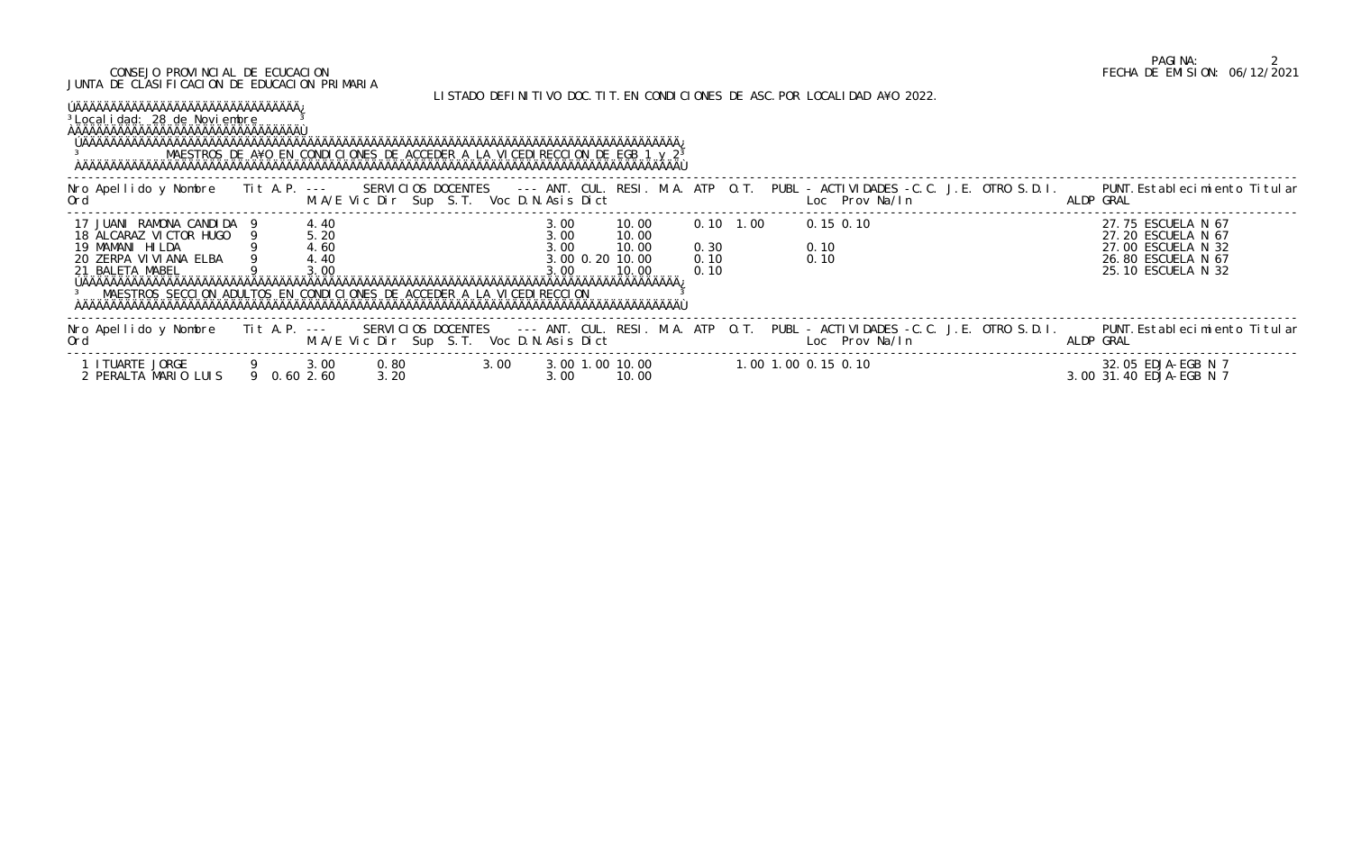CONSEJO PROVINCIAL DE ECUCACION
JUNTA DE CLASIFICACION DE EDUCACION PRIMARIA

FECHA DE EMISION: 06/12/2021

LISTADO DEFINITIVO DOC.TIT.EN CONDICIONES DE ASC.POR LOCALIDAD A¥O 2022.

Localidad: 28 de Noviembre

MAESTROS DE A¥O EN CONDICIONES DE ACCEDER A LA VICEDIRECCION DE EGB 1 y 2

| Nro Ord | Apellido y Nombre | Tit | A.P. | M.A/E | Vic Dir | Sup | S.T. | Voc | D.N. | Asis | Dict | ANT. | CUL. | RESI. | M.A. | ATP | O.T. | PUBL | Loc | Prov | Na/In | C.C. | J.E. | OTRO | S.D.I. | ALDP | PUNT. GRAL | Establecimiento Titular |
|---|---|---|---|---|---|---|---|---|---|---|---|---|---|---|---|---|---|---|---|---|---|---|---|---|---|---|---|---|
| 17 | JUANI RAMONA CANDIDA | 9 | | 4.40 | | | | | | | | 3.00 | | 10.00 | 0.10 | 1.00 | | | 0.15 | 0.10 | | | | | | | 27.75 | ESCUELA N 67 |
| 18 | ALCARAZ VICTOR HUGO | 9 | | 5.20 | | | | | | | | 3.00 | | 10.00 | | | | | | | | | | | | | 27.20 | ESCUELA N 67 |
| 19 | MAMANI HILDA | 9 | | 4.60 | | | | | | | | 3.00 | | 10.00 | 0.30 | | | | 0.10 | | | | | | | | 27.00 | ESCUELA N 32 |
| 20 | ZERPA VIVIANA ELBA | 9 | | 4.40 | | | | | | | | 3.00 | 0.20 | 10.00 | 0.10 | | | | 0.10 | | | | | | | | 26.80 | ESCUELA N 67 |
| 21 | BALETA MABEL | 9 | | 3.00 | | | | | | | | 3.00 | | 10.00 | 0.10 | | | | | | | | | | | | 25.10 | ESCUELA N 32 |

MAESTROS SECCION ADULTOS EN CONDICIONES DE ACCEDER A LA VICEDIRECCION

| Nro Ord | Apellido y Nombre | Tit | A.P. | M.A/E | Vic Dir | Sup | S.T. | Voc | D.N. | Asis | Dict | ANT. | CUL. | RESI. | M.A. | ATP | O.T. | PUBL | Loc | Prov | Na/In | C.C. | J.E. | OTRO | S.D.I. | ALDP | PUNT. GRAL | Establecimiento Titular |
|---|---|---|---|---|---|---|---|---|---|---|---|---|---|---|---|---|---|---|---|---|---|---|---|---|---|---|---|---|
| 1 | ITUARTE JORGE | 9 | | 3.00 | 0.80 | | | 3.00 | | | | 3.00 | 1.00 | 10.00 | | | 1.00 | 1.00 | 0.15 | 0.10 | | | | | | | 32.05 | EDJA-EGB N 7 |
| 2 | PERALTA MARIO LUIS | 9 | 0.60 | 2.60 | 3.20 | | | | | | | 3.00 | | 10.00 | | | | | | | | | | | | 3.00 | 31.40 | EDJA-EGB N 7 |